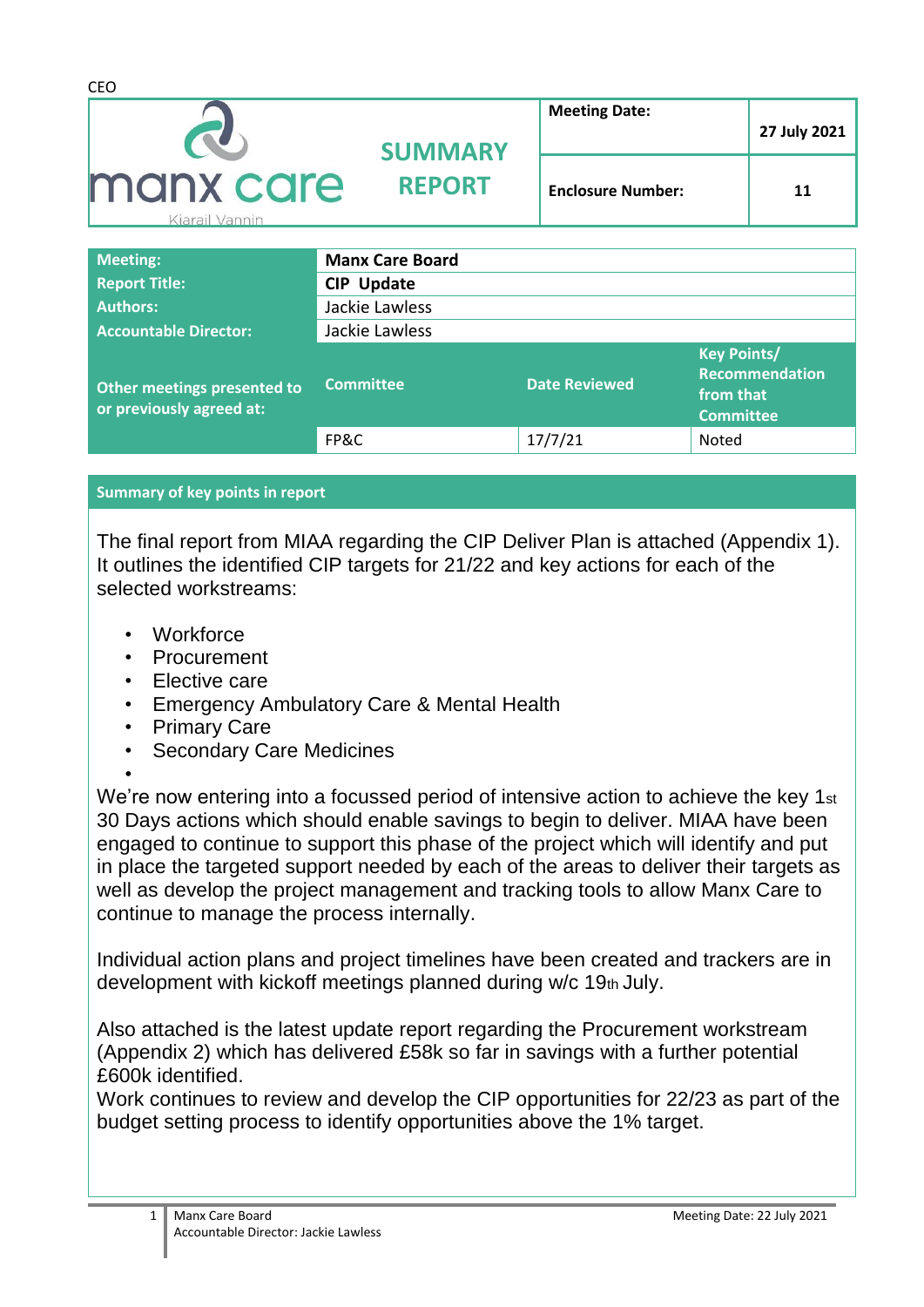CEO

| manx care Kiarail Vannin | SUMMARY REPORT | Meeting Date: | 27 July 2021 |
|---|---|---|---|
| | | Enclosure Number: | 11 |

| Meeting: | Manx Care Board | | |
|---|---|---|---|
| Report Title: | CIP Update | | |
| Authors: | Jackie Lawless | | |
| Accountable Director: | Jackie Lawless | | |
| Other meetings presented to or previously agreed at: | Committee | Date Reviewed | Key Points/ Recommendation from that Committee |
| | FP&C | 17/7/21 | Noted |

## Summary of key points in report

The final report from MIAA regarding the CIP Deliver Plan is attached (Appendix 1). It outlines the identified CIP targets for 21/22 and key actions for each of the selected workstreams:

- Workforce
- Procurement
- Elective care
- Emergency Ambulatory Care & Mental Health
- Primary Care
- Secondary Care Medicines

We're now entering into a focussed period of intensive action to achieve the key 1st 30 Days actions which should enable savings to begin to deliver. MIAA have been engaged to continue to support this phase of the project which will identify and put in place the targeted support needed by each of the areas to deliver their targets as well as develop the project management and tracking tools to allow Manx Care to continue to manage the process internally.

Individual action plans and project timelines have been created and trackers are in development with kickoff meetings planned during w/c 19th July.

Also attached is the latest update report regarding the Procurement workstream (Appendix 2) which has delivered £58k so far in savings with a further potential £600k identified.
Work continues to review and develop the CIP opportunities for 22/23 as part of the budget setting process to identify opportunities above the 1% target.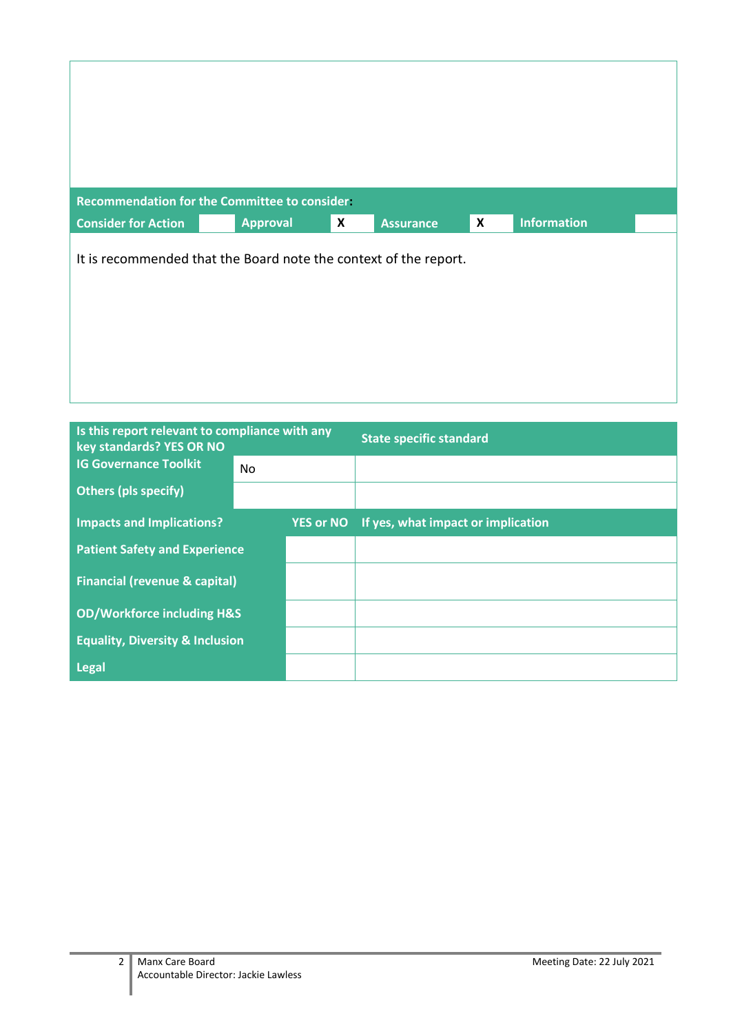| Recommendation for the Committee to consider: | | | | | | | |
|---|---|---|---|---|---|---|---|
| Consider for Action | | Approval | X | Assurance | X | Information | |

It is recommended that the Board note the context of the report.

| Is this report relevant to compliance with any key standards? YES OR NO | | State specific standard |
|---|---|---|
| IG Governance Toolkit | No | |
| Others (pls specify) | | |

| Impacts and Implications? | YES or NO | If yes, what impact or implication |
|---|---|---|
| Patient Safety and Experience | | |
| Financial (revenue & capital) | | |
| OD/Workforce including H&S | | |
| Equality, Diversity & Inclusion | | |
| Legal | | |